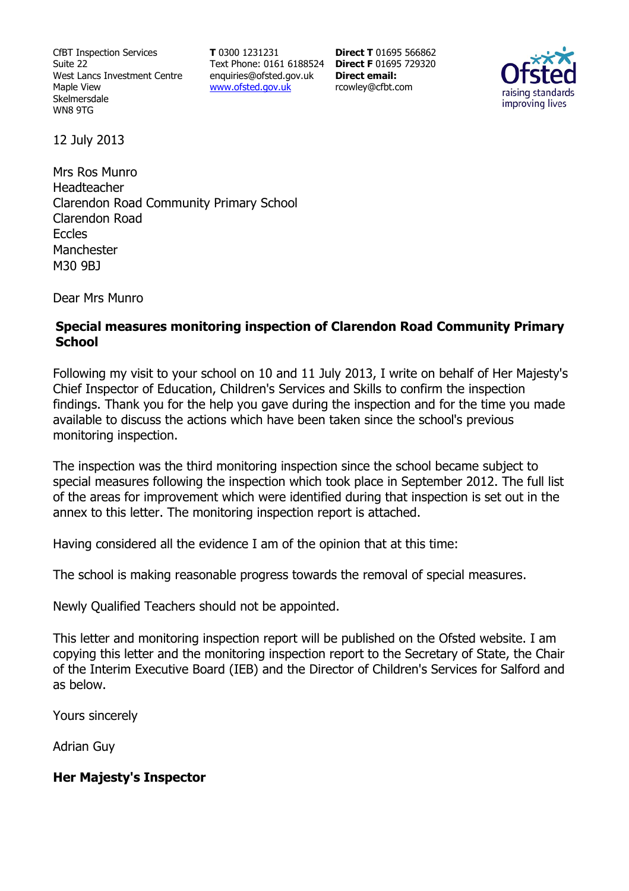CfBT Inspection Services
Suite 22
West Lancs Investment Centre
Maple View
Skelmersdale
WN8 9TG

**T** 0300 1231231
Text Phone: 0161 6188524
enquiries@ofsted.gov.uk
www.ofsted.gov.uk

**Direct T** 01695 566862
**Direct F** 01695 729320
**Direct email:**
rcowley@cfbt.com

12 July 2013

Mrs Ros Munro
Headteacher
Clarendon Road Community Primary School
Clarendon Road
Eccles
Manchester
M30 9BJ

Dear Mrs Munro

**Special measures monitoring inspection of Clarendon Road Community Primary School**

Following my visit to your school on 10 and 11 July 2013, I write on behalf of Her Majesty's Chief Inspector of Education, Children's Services and Skills to confirm the inspection findings. Thank you for the help you gave during the inspection and for the time you made available to discuss the actions which have been taken since the school's previous monitoring inspection.

The inspection was the third monitoring inspection since the school became subject to special measures following the inspection which took place in September 2012. The full list of the areas for improvement which were identified during that inspection is set out in the annex to this letter. The monitoring inspection report is attached.

Having considered all the evidence I am of the opinion that at this time:

The school is making reasonable progress towards the removal of special measures.

Newly Qualified Teachers should not be appointed.

This letter and monitoring inspection report will be published on the Ofsted website. I am copying this letter and the monitoring inspection report to the Secretary of State, the Chair of the Interim Executive Board (IEB) and the Director of Children's Services for Salford and as below.

Yours sincerely

Adrian Guy

**Her Majesty's Inspector**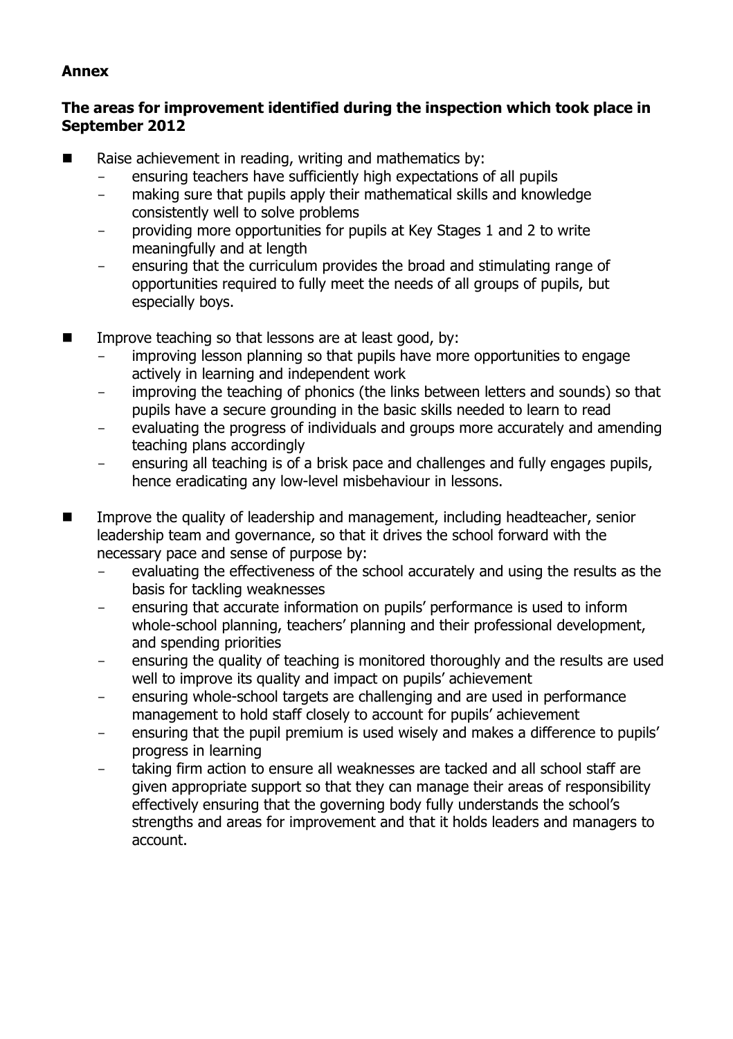**Annex**

**The areas for improvement identified during the inspection which took place in September 2012**

- Raise achievement in reading, writing and mathematics by:
  - ensuring teachers have sufficiently high expectations of all pupils
  - making sure that pupils apply their mathematical skills and knowledge consistently well to solve problems
  - providing more opportunities for pupils at Key Stages 1 and 2 to write meaningfully and at length
  - ensuring that the curriculum provides the broad and stimulating range of opportunities required to fully meet the needs of all groups of pupils, but especially boys.

- Improve teaching so that lessons are at least good, by:
  - improving lesson planning so that pupils have more opportunities to engage actively in learning and independent work
  - improving the teaching of phonics (the links between letters and sounds) so that pupils have a secure grounding in the basic skills needed to learn to read
  - evaluating the progress of individuals and groups more accurately and amending teaching plans accordingly
  - ensuring all teaching is of a brisk pace and challenges and fully engages pupils, hence eradicating any low-level misbehaviour in lessons.

- Improve the quality of leadership and management, including headteacher, senior leadership team and governance, so that it drives the school forward with the necessary pace and sense of purpose by:
  - evaluating the effectiveness of the school accurately and using the results as the basis for tackling weaknesses
  - ensuring that accurate information on pupils' performance is used to inform whole-school planning, teachers' planning and their professional development, and spending priorities
  - ensuring the quality of teaching is monitored thoroughly and the results are used well to improve its quality and impact on pupils' achievement
  - ensuring whole-school targets are challenging and are used in performance management to hold staff closely to account for pupils' achievement
  - ensuring that the pupil premium is used wisely and makes a difference to pupils' progress in learning
  - taking firm action to ensure all weaknesses are tacked and all school staff are given appropriate support so that they can manage their areas of responsibility effectively ensuring that the governing body fully understands the school's strengths and areas for improvement and that it holds leaders and managers to account.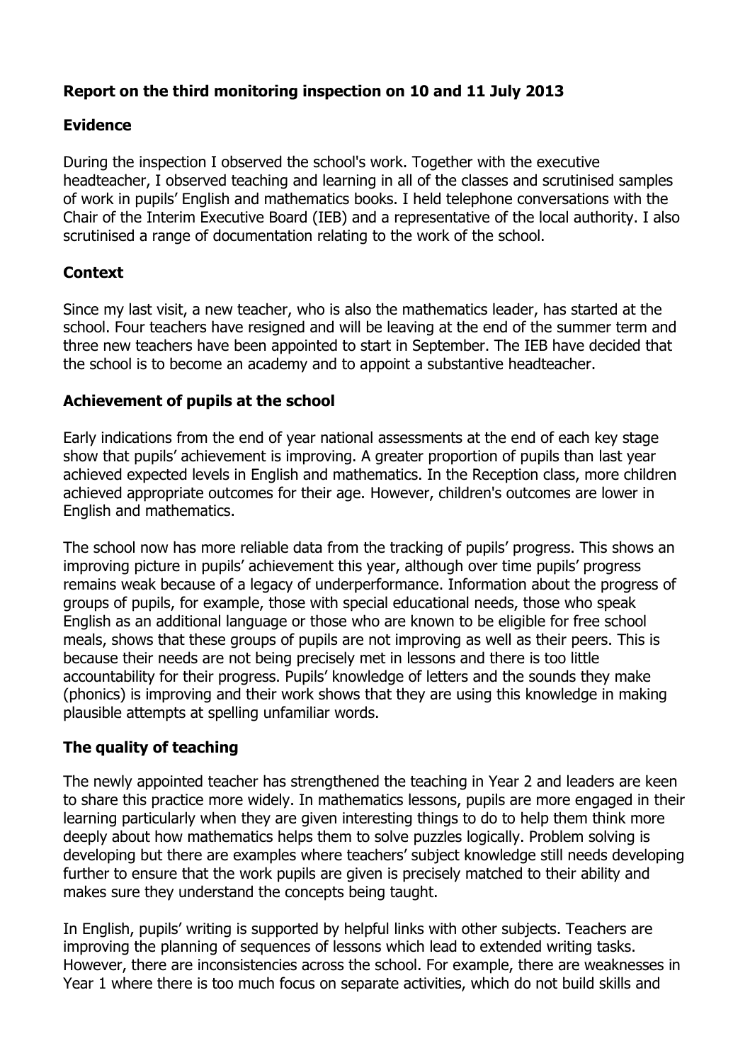## Report on the third monitoring inspection on 10 and 11 July 2013

### Evidence

During the inspection I observed the school's work. Together with the executive headteacher, I observed teaching and learning in all of the classes and scrutinised samples of work in pupils' English and mathematics books. I held telephone conversations with the Chair of the Interim Executive Board (IEB) and a representative of the local authority. I also scrutinised a range of documentation relating to the work of the school.

### Context

Since my last visit, a new teacher, who is also the mathematics leader, has started at the school. Four teachers have resigned and will be leaving at the end of the summer term and three new teachers have been appointed to start in September. The IEB have decided that the school is to become an academy and to appoint a substantive headteacher.

### Achievement of pupils at the school

Early indications from the end of year national assessments at the end of each key stage show that pupils' achievement is improving. A greater proportion of pupils than last year achieved expected levels in English and mathematics. In the Reception class, more children achieved appropriate outcomes for their age. However, children's outcomes are lower in English and mathematics.

The school now has more reliable data from the tracking of pupils' progress. This shows an improving picture in pupils' achievement this year, although over time pupils' progress remains weak because of a legacy of underperformance. Information about the progress of groups of pupils, for example, those with special educational needs, those who speak English as an additional language or those who are known to be eligible for free school meals, shows that these groups of pupils are not improving as well as their peers. This is because their needs are not being precisely met in lessons and there is too little accountability for their progress. Pupils' knowledge of letters and the sounds they make (phonics) is improving and their work shows that they are using this knowledge in making plausible attempts at spelling unfamiliar words.

### The quality of teaching

The newly appointed teacher has strengthened the teaching in Year 2 and leaders are keen to share this practice more widely. In mathematics lessons, pupils are more engaged in their learning particularly when they are given interesting things to do to help them think more deeply about how mathematics helps them to solve puzzles logically. Problem solving is developing but there are examples where teachers' subject knowledge still needs developing further to ensure that the work pupils are given is precisely matched to their ability and makes sure they understand the concepts being taught.

In English, pupils' writing is supported by helpful links with other subjects. Teachers are improving the planning of sequences of lessons which lead to extended writing tasks. However, there are inconsistencies across the school. For example, there are weaknesses in Year 1 where there is too much focus on separate activities, which do not build skills and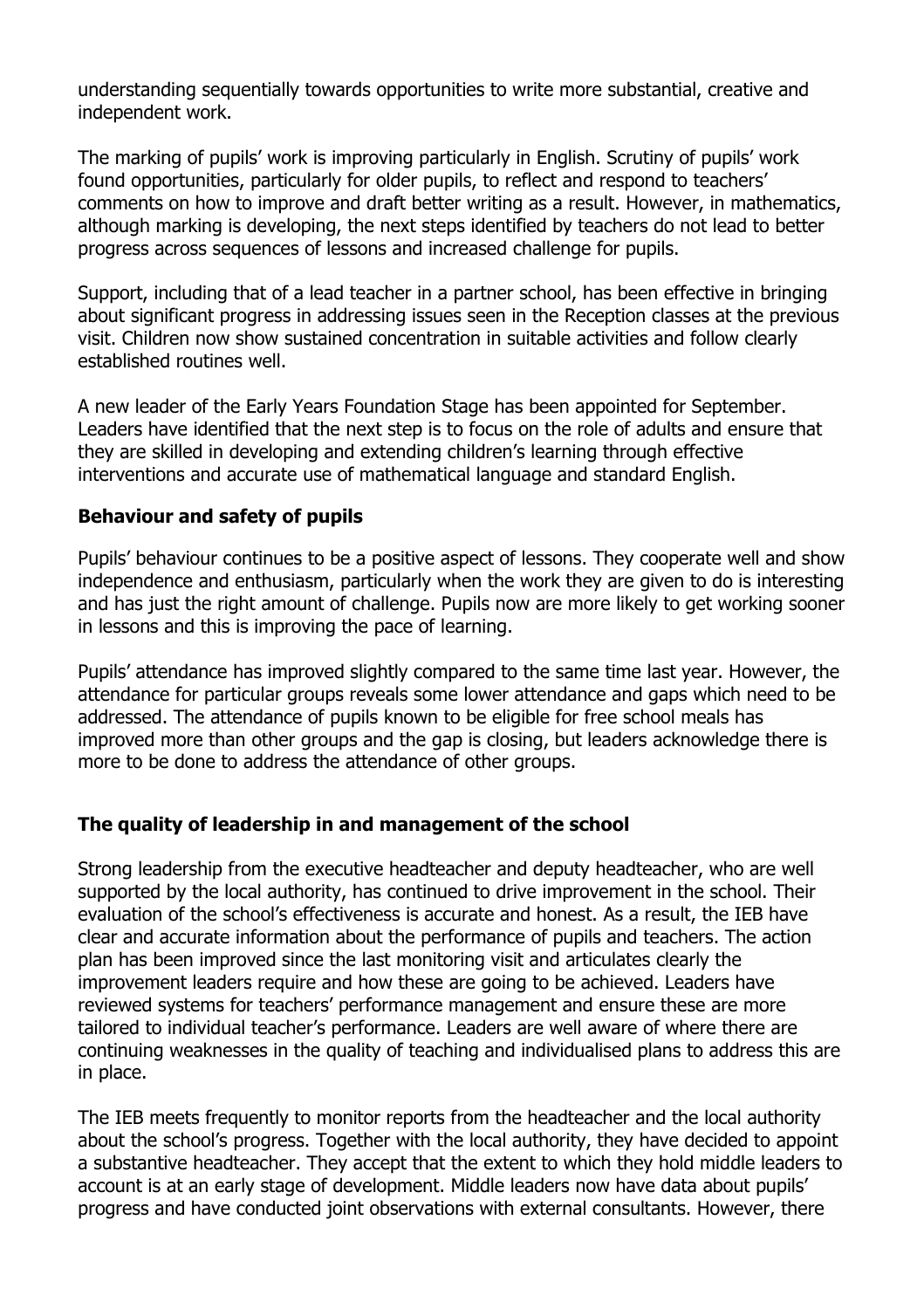understanding sequentially towards opportunities to write more substantial, creative and independent work.

The marking of pupils' work is improving particularly in English. Scrutiny of pupils' work found opportunities, particularly for older pupils, to reflect and respond to teachers' comments on how to improve and draft better writing as a result. However, in mathematics, although marking is developing, the next steps identified by teachers do not lead to better progress across sequences of lessons and increased challenge for pupils.

Support, including that of a lead teacher in a partner school, has been effective in bringing about significant progress in addressing issues seen in the Reception classes at the previous visit. Children now show sustained concentration in suitable activities and follow clearly established routines well.

A new leader of the Early Years Foundation Stage has been appointed for September. Leaders have identified that the next step is to focus on the role of adults and ensure that they are skilled in developing and extending children's learning through effective interventions and accurate use of mathematical language and standard English.

**Behaviour and safety of pupils**

Pupils' behaviour continues to be a positive aspect of lessons. They cooperate well and show independence and enthusiasm, particularly when the work they are given to do is interesting and has just the right amount of challenge. Pupils now are more likely to get working sooner in lessons and this is improving the pace of learning.

Pupils' attendance has improved slightly compared to the same time last year. However, the attendance for particular groups reveals some lower attendance and gaps which need to be addressed. The attendance of pupils known to be eligible for free school meals has improved more than other groups and the gap is closing, but leaders acknowledge there is more to be done to address the attendance of other groups.

**The quality of leadership in and management of the school**

Strong leadership from the executive headteacher and deputy headteacher, who are well supported by the local authority, has continued to drive improvement in the school. Their evaluation of the school's effectiveness is accurate and honest. As a result, the IEB have clear and accurate information about the performance of pupils and teachers. The action plan has been improved since the last monitoring visit and articulates clearly the improvement leaders require and how these are going to be achieved. Leaders have reviewed systems for teachers' performance management and ensure these are more tailored to individual teacher's performance. Leaders are well aware of where there are continuing weaknesses in the quality of teaching and individualised plans to address this are in place.

The IEB meets frequently to monitor reports from the headteacher and the local authority about the school's progress. Together with the local authority, they have decided to appoint a substantive headteacher. They accept that the extent to which they hold middle leaders to account is at an early stage of development. Middle leaders now have data about pupils' progress and have conducted joint observations with external consultants. However, there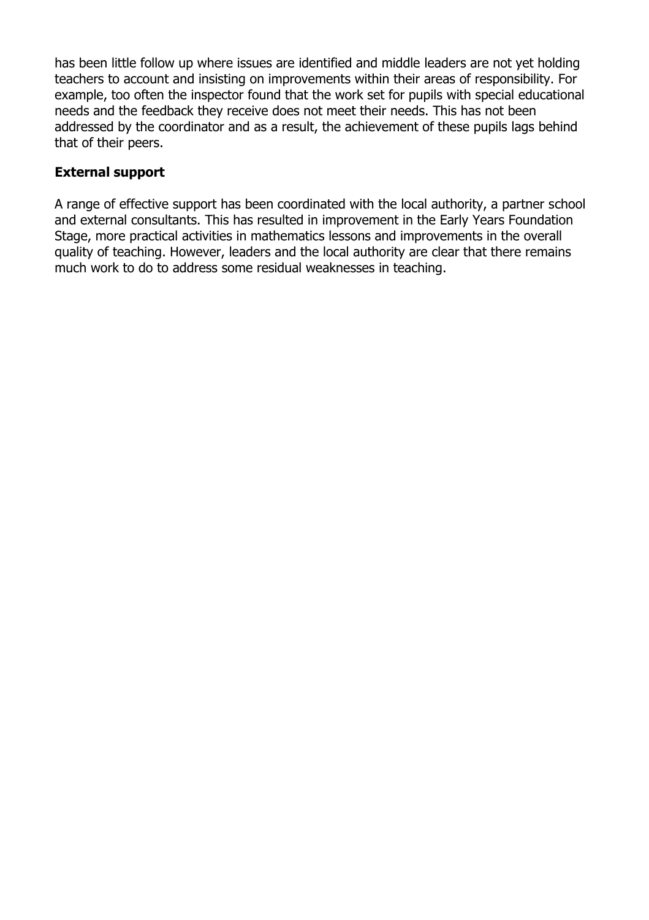has been little follow up where issues are identified and middle leaders are not yet holding teachers to account and insisting on improvements within their areas of responsibility. For example, too often the inspector found that the work set for pupils with special educational needs and the feedback they receive does not meet their needs. This has not been addressed by the coordinator and as a result, the achievement of these pupils lags behind that of their peers.

### External support

A range of effective support has been coordinated with the local authority, a partner school and external consultants. This has resulted in improvement in the Early Years Foundation Stage, more practical activities in mathematics lessons and improvements in the overall quality of teaching. However, leaders and the local authority are clear that there remains much work to do to address some residual weaknesses in teaching.